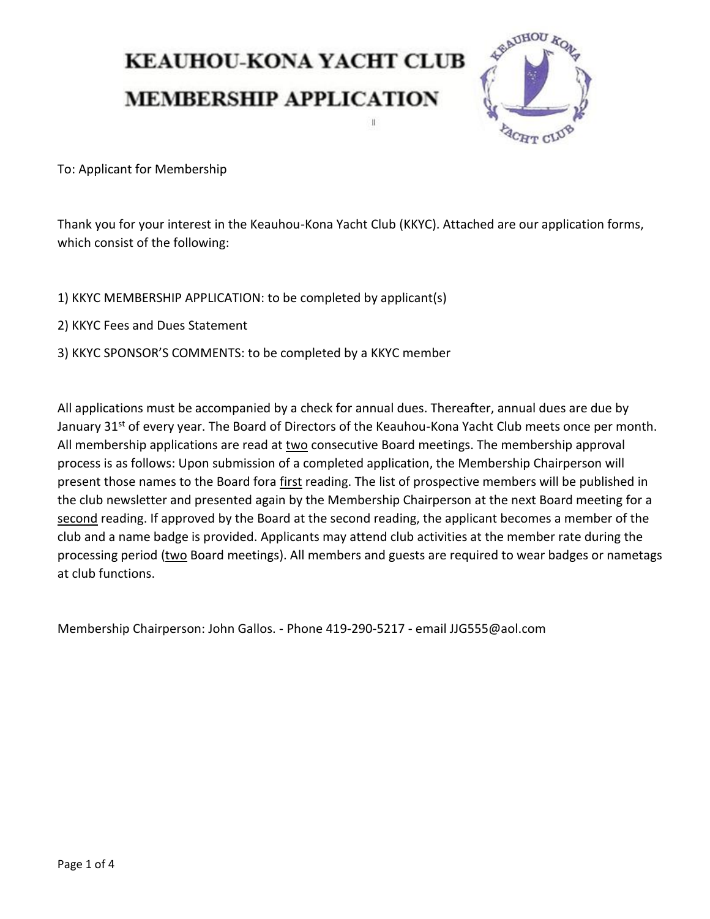# KEAUHOU-KONA YACHT CLUB

# MEMBERSHIP APPLICATION

To: Applicant for Membership

Thank you for your interest in the Keauhou-Kona Yacht Club (KKYC). Attached are our application forms, which consist of the following:

1) KKYC MEMBERSHIP APPLICATION: to be completed by applicant(s)

2) KKYC Fees and Dues Statement

3) KKYC SPONSOR'S COMMENTS: to be completed by a KKYC member

All applications must be accompanied by a check for annual dues. Thereafter, annual dues are due by January 31st of every year. The Board of Directors of the Keauhou-Kona Yacht Club meets once per month. All membership applications are read at two consecutive Board meetings. The membership approval process is as follows: Upon submission of a completed application, the Membership Chairperson will present those names to the Board fora first reading. The list of prospective members will be published in the club newsletter and presented again by the Membership Chairperson at the next Board meeting for a second reading. If approved by the Board at the second reading, the applicant becomes a member of the club and a name badge is provided. Applicants may attend club activities at the member rate during the processing period (two Board meetings). All members and guests are required to wear badges or nametags at club functions.

Membership Chairperson: John Gallos. - Phone 419-290-5217 - email JJG555@aol.com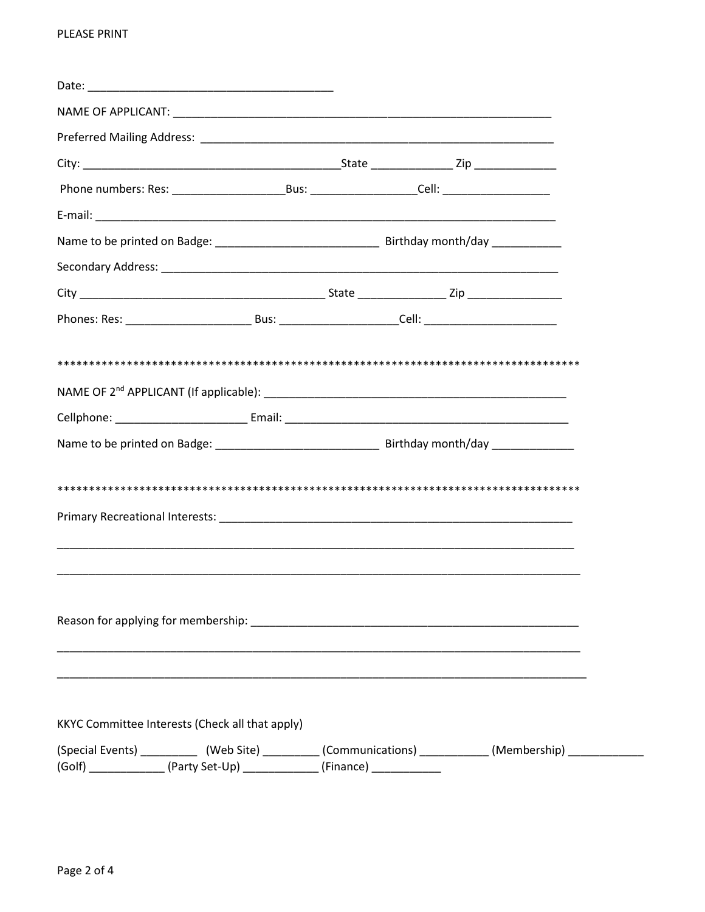PLEASE PRINT

Date: ______________________________________

NAME OF APPLICANT: ____________________________________________________________

Preferred Mailing Address: _______________________________________________________

City: ________________________________________State _____________ Zip _____________

Phone numbers: Res: _________________Bus: ________________Cell: _________________

E-mail: ________________________________________________________________________

Name to be printed on Badge: _________________________ Birthday month/day ___________

Secondary Address: _______________________________________________________________

City ______________________________________ State ______________ Zip _______________

Phones: Res: ___________________ Bus: __________________Cell: _____________________

*************************************************************************************

NAME OF 2nd APPLICANT (If applicable): _______________________________________________

Cellphone: ____________________ Email: _____________________________________________

Name to be printed on Badge: _________________________ Birthday month/day _____________

*************************************************************************************

Primary Recreational Interests: _____________________________________________________

________________________________________________________________________________

________________________________________________________________________________

Reason for applying for membership: __________________________________________________

________________________________________________________________________________

________________________________________________________________________________

KKYC Committee Interests (Check all that apply)

(Special Events) _________ (Web Site) _________ (Communications) ___________ (Membership) ____________
(Golf) ____________ (Party Set-Up) ____________ (Finance) ___________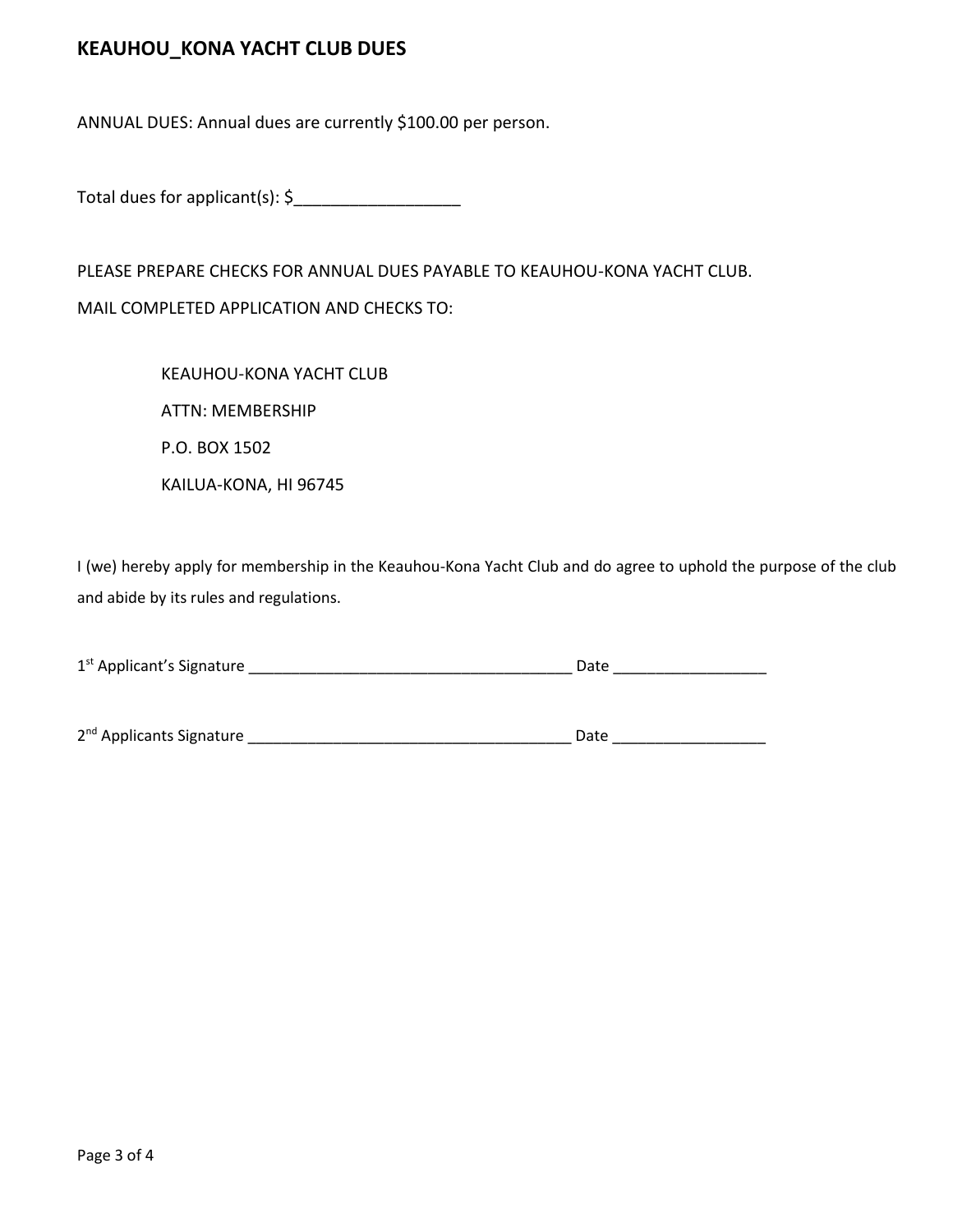## KEAUHOU_KONA YACHT CLUB DUES

ANNUAL DUES: Annual dues are currently $100.00 per person.

Total dues for applicant(s): $__________________

PLEASE PREPARE CHECKS FOR ANNUAL DUES PAYABLE TO KEAUHOU-KONA YACHT CLUB.

MAIL COMPLETED APPLICATION AND CHECKS TO:

> KEAUHOU-KONA YACHT CLUB
>
> ATTN: MEMBERSHIP
>
> P.O. BOX 1502
>
> KAILUA-KONA, HI 96745

I (we) hereby apply for membership in the Keauhou-Kona Yacht Club and do agree to uphold the purpose of the club and abide by its rules and regulations.

1st Applicant's Signature ______________________________________ Date __________________

2nd Applicants Signature ______________________________________ Date __________________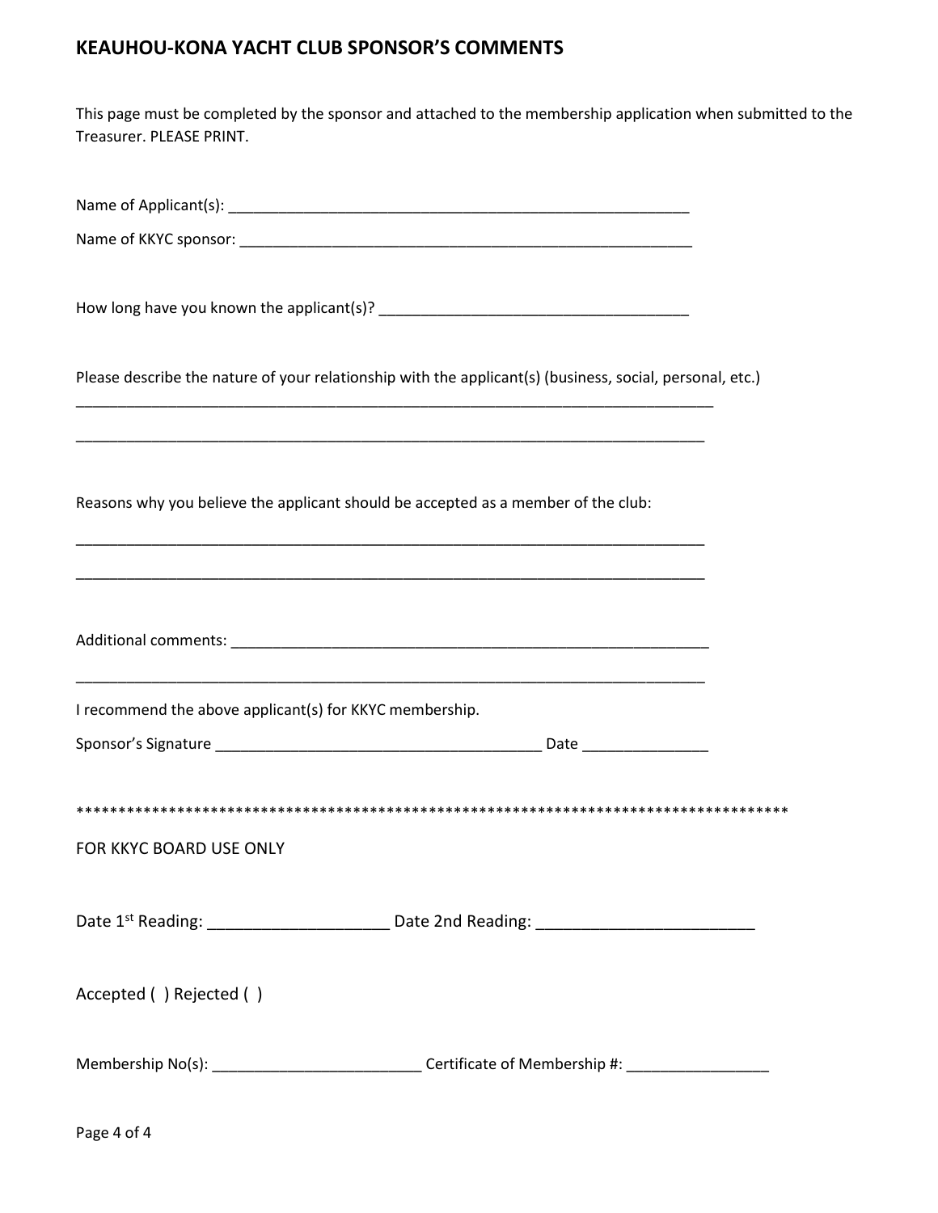## KEAUHOU-KONA YACHT CLUB SPONSOR'S COMMENTS

This page must be completed by the sponsor and attached to the membership application when submitted to the Treasurer. PLEASE PRINT.

Name of Applicant(s): ___________________________________________________________

Name of KKYC sponsor: ___________________________________________________________

How long have you known the applicant(s)? ________________________________________

Please describe the nature of your relationship with the applicant(s) (business, social, personal, etc.)

____________________________________________________________________________________

____________________________________________________________________________________

Reasons why you believe the applicant should be accepted as a member of the club:

____________________________________________________________________________________

____________________________________________________________________________________

Additional comments: ______________________________________________________________

____________________________________________________________________________________

I recommend the above applicant(s) for KKYC membership.

Sponsor's Signature ___________________________________________ Date _______________

*****************************************************************************************

FOR KKYC BOARD USE ONLY

Date 1st Reading: _____________________ Date 2nd Reading: _________________________

Accepted ( ) Rejected ( )

Membership No(s): _________________________ Certificate of Membership #: _________________